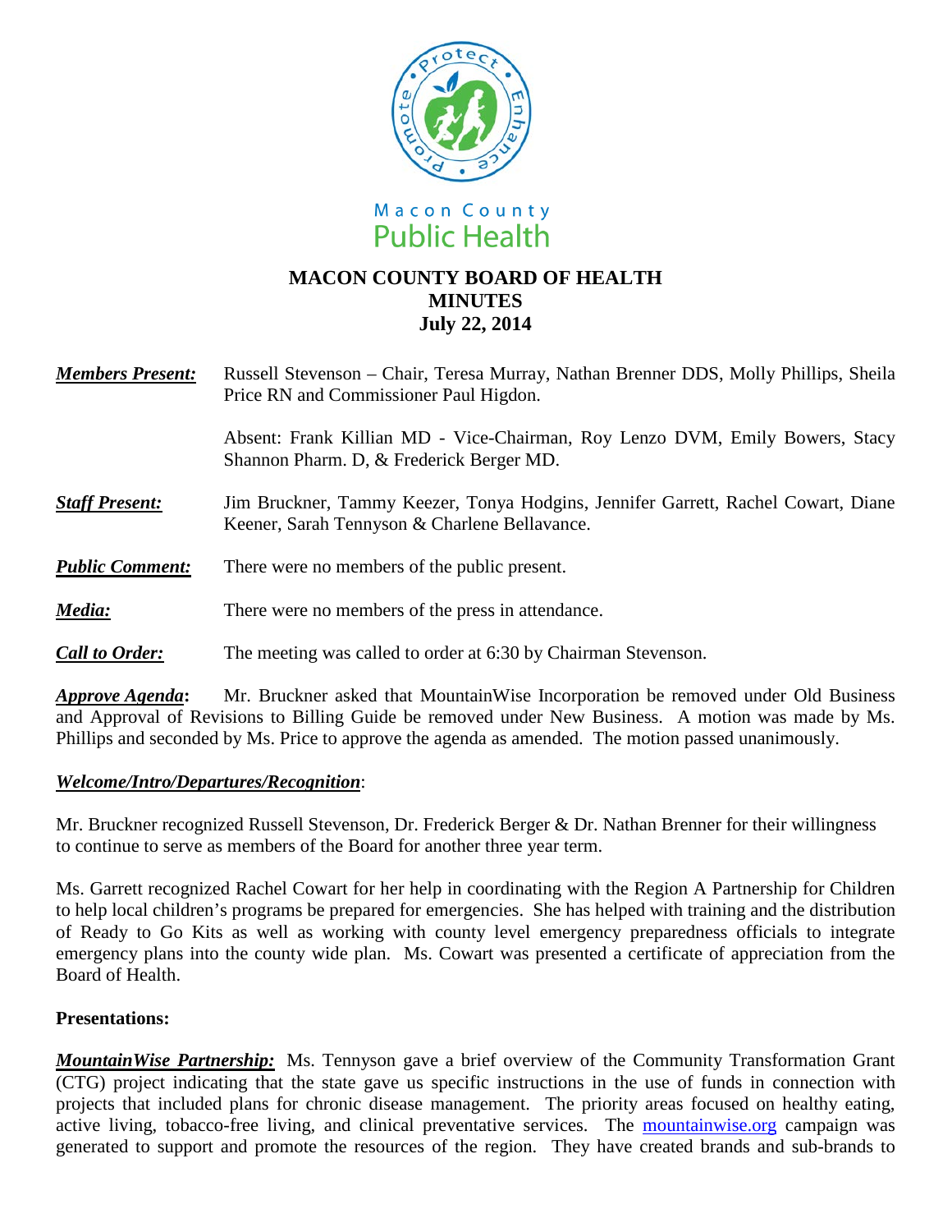Macon County Public Health

# MACON COUNTY BOARD OF HEALTH
## MINUTES
### July 22, 2014

***Members Present:*** Russell Stevenson – Chair, Teresa Murray, Nathan Brenner DDS, Molly Phillips, Sheila Price RN and Commissioner Paul Higdon.

Absent: Frank Killian MD - Vice-Chairman, Roy Lenzo DVM, Emily Bowers, Stacy Shannon Pharm. D, & Frederick Berger MD.

***Staff Present:*** Jim Bruckner, Tammy Keezer, Tonya Hodgins, Jennifer Garrett, Rachel Cowart, Diane Keener, Sarah Tennyson & Charlene Bellavance.

***Public Comment:*** There were no members of the public present.

***Media:*** There were no members of the press in attendance.

***Call to Order:*** The meeting was called to order at 6:30 by Chairman Stevenson.

***Approve Agenda*:** Mr. Bruckner asked that MountainWise Incorporation be removed under Old Business and Approval of Revisions to Billing Guide be removed under New Business. A motion was made by Ms. Phillips and seconded by Ms. Price to approve the agenda as amended. The motion passed unanimously.

***Welcome/Intro/Departures/Recognition***:

Mr. Bruckner recognized Russell Stevenson, Dr. Frederick Berger & Dr. Nathan Brenner for their willingness to continue to serve as members of the Board for another three year term.

Ms. Garrett recognized Rachel Cowart for her help in coordinating with the Region A Partnership for Children to help local children's programs be prepared for emergencies. She has helped with training and the distribution of Ready to Go Kits as well as working with county level emergency preparedness officials to integrate emergency plans into the county wide plan. Ms. Cowart was presented a certificate of appreciation from the Board of Health.

**Presentations:**

***MountainWise Partnership:*** Ms. Tennyson gave a brief overview of the Community Transformation Grant (CTG) project indicating that the state gave us specific instructions in the use of funds in connection with projects that included plans for chronic disease management. The priority areas focused on healthy eating, active living, tobacco-free living, and clinical preventative services. The mountainwise.org campaign was generated to support and promote the resources of the region. They have created brands and sub-brands to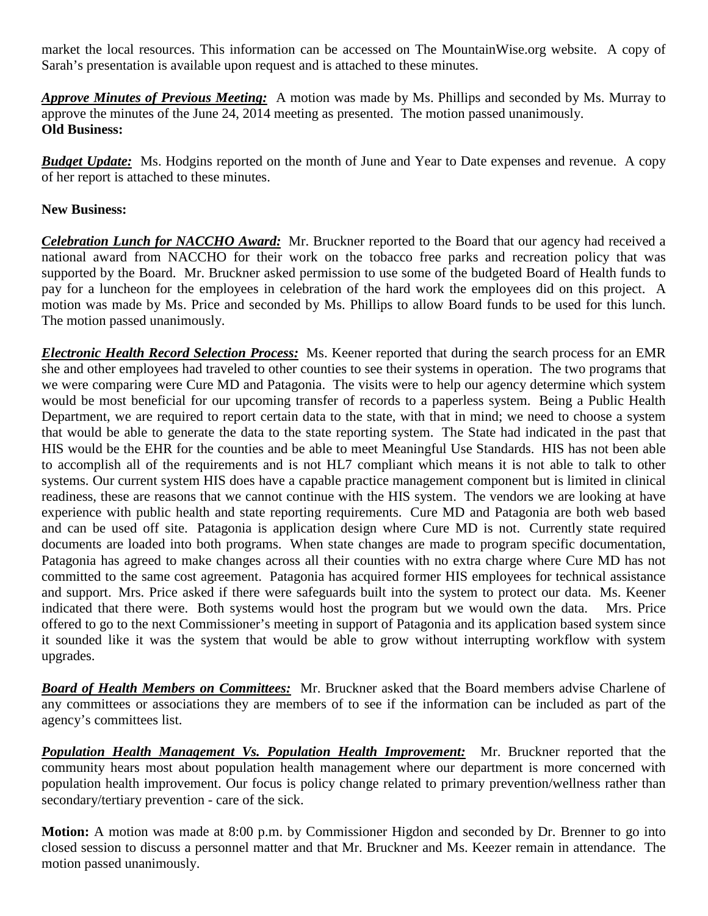market the local resources. This information can be accessed on The MountainWise.org website. A copy of Sarah's presentation is available upon request and is attached to these minutes.

***Approve Minutes of Previous Meeting:*** A motion was made by Ms. Phillips and seconded by Ms. Murray to approve the minutes of the June 24, 2014 meeting as presented. The motion passed unanimously.

**Old Business:**

***Budget Update:*** Ms. Hodgins reported on the month of June and Year to Date expenses and revenue. A copy of her report is attached to these minutes.

**New Business:**

***Celebration Lunch for NACCHO Award:*** Mr. Bruckner reported to the Board that our agency had received a national award from NACCHO for their work on the tobacco free parks and recreation policy that was supported by the Board. Mr. Bruckner asked permission to use some of the budgeted Board of Health funds to pay for a luncheon for the employees in celebration of the hard work the employees did on this project. A motion was made by Ms. Price and seconded by Ms. Phillips to allow Board funds to be used for this lunch. The motion passed unanimously.

***Electronic Health Record Selection Process:*** Ms. Keener reported that during the search process for an EMR she and other employees had traveled to other counties to see their systems in operation. The two programs that we were comparing were Cure MD and Patagonia. The visits were to help our agency determine which system would be most beneficial for our upcoming transfer of records to a paperless system. Being a Public Health Department, we are required to report certain data to the state, with that in mind; we need to choose a system that would be able to generate the data to the state reporting system. The State had indicated in the past that HIS would be the EHR for the counties and be able to meet Meaningful Use Standards. HIS has not been able to accomplish all of the requirements and is not HL7 compliant which means it is not able to talk to other systems. Our current system HIS does have a capable practice management component but is limited in clinical readiness, these are reasons that we cannot continue with the HIS system. The vendors we are looking at have experience with public health and state reporting requirements. Cure MD and Patagonia are both web based and can be used off site. Patagonia is application design where Cure MD is not. Currently state required documents are loaded into both programs. When state changes are made to program specific documentation, Patagonia has agreed to make changes across all their counties with no extra charge where Cure MD has not committed to the same cost agreement. Patagonia has acquired former HIS employees for technical assistance and support. Mrs. Price asked if there were safeguards built into the system to protect our data. Ms. Keener indicated that there were. Both systems would host the program but we would own the data. Mrs. Price offered to go to the next Commissioner's meeting in support of Patagonia and its application based system since it sounded like it was the system that would be able to grow without interrupting workflow with system upgrades.

***Board of Health Members on Committees:*** Mr. Bruckner asked that the Board members advise Charlene of any committees or associations they are members of to see if the information can be included as part of the agency's committees list.

***Population Health Management Vs. Population Health Improvement:*** Mr. Bruckner reported that the community hears most about population health management where our department is more concerned with population health improvement. Our focus is policy change related to primary prevention/wellness rather than secondary/tertiary prevention - care of the sick.

**Motion:** A motion was made at 8:00 p.m. by Commissioner Higdon and seconded by Dr. Brenner to go into closed session to discuss a personnel matter and that Mr. Bruckner and Ms. Keezer remain in attendance. The motion passed unanimously.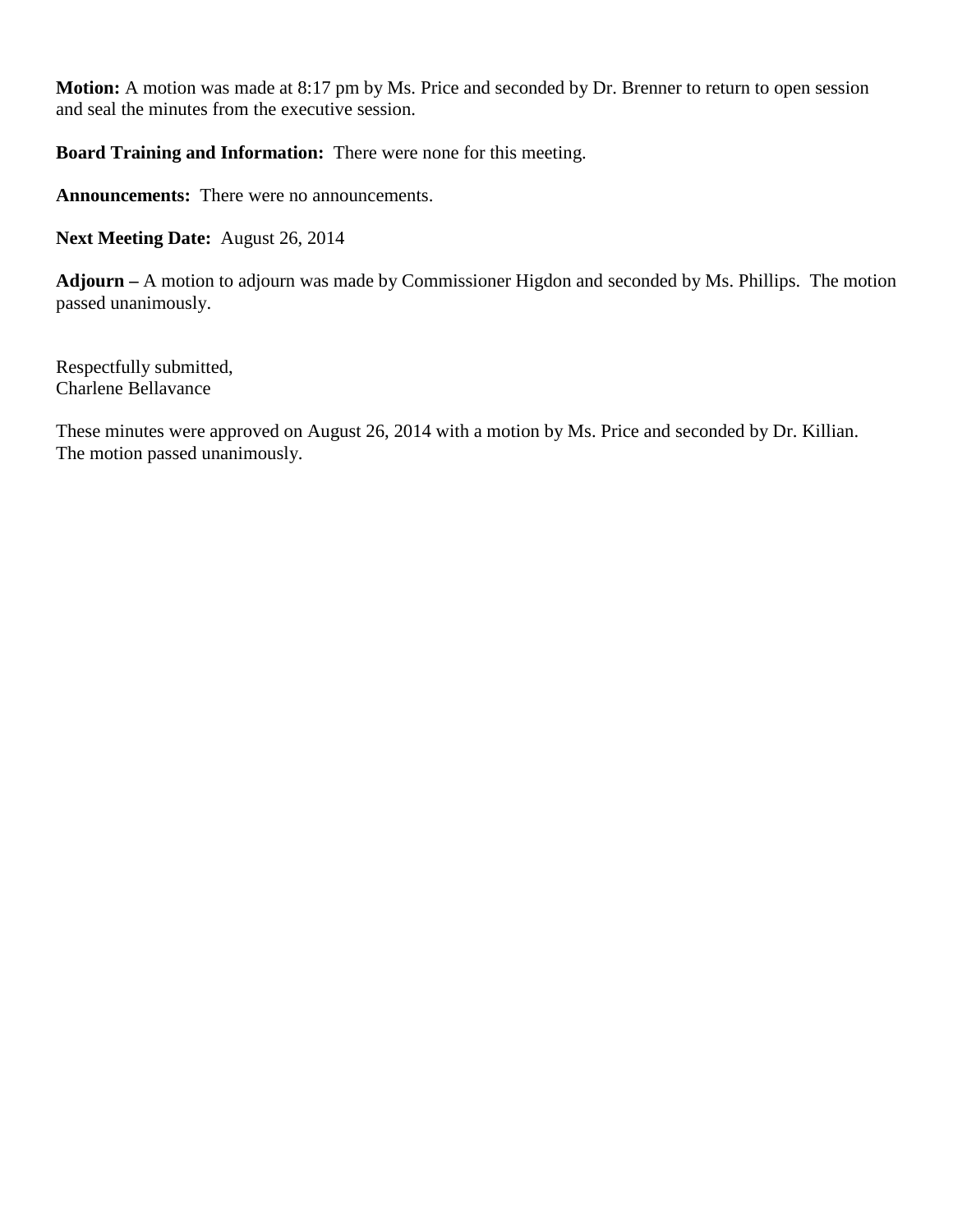**Motion:** A motion was made at 8:17 pm by Ms. Price and seconded by Dr. Brenner to return to open session and seal the minutes from the executive session.

**Board Training and Information:** There were none for this meeting.

**Announcements:** There were no announcements.

**Next Meeting Date:** August 26, 2014

**Adjourn –** A motion to adjourn was made by Commissioner Higdon and seconded by Ms. Phillips. The motion passed unanimously.

Respectfully submitted,
Charlene Bellavance

These minutes were approved on August 26, 2014 with a motion by Ms. Price and seconded by Dr. Killian. The motion passed unanimously.